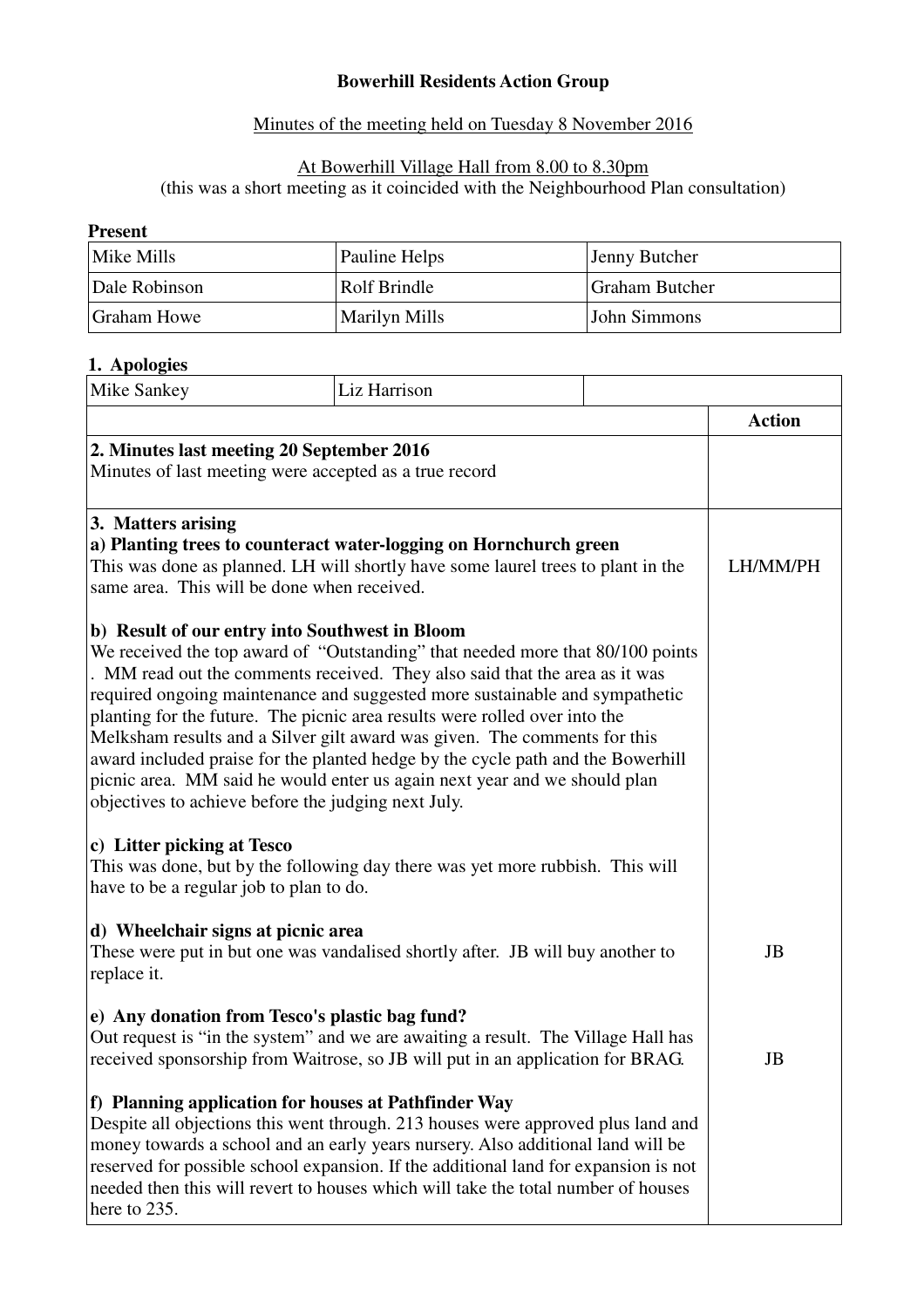**Bowerhill Residents Action Group**

Minutes of the meeting held on Tuesday 8 November 2016

At Bowerhill Village Hall from 8.00 to 8.30pm
(this was a short meeting as it coincided with the Neighbourhood Plan consultation)

**Present**

| | | |
|---|---|---|
| Mike Mills | Pauline Helps | Jenny Butcher |
| Dale Robinson | Rolf Brindle | Graham Butcher |
| Graham Howe | Marilyn Mills | John Simmons |

**1. Apologies**

| | | |
|---|---|---|
| Mike Sankey | Liz Harrison | |

| | Action |
|---|---|
| **2. Minutes last meeting 20 September 2016**<br>Minutes of last meeting were accepted as a true record | |
| **3. Matters arising**<br>**a) Planting trees to counteract water-logging on Hornchurch green**<br>This was done as planned. LH will shortly have some laurel trees to plant in the same area. This will be done when received. | LH/MM/PH |
| **b) Result of our entry into Southwest in Bloom**<br>We received the top award of "Outstanding" that needed more that 80/100 points . MM read out the comments received. They also said that the area as it was required ongoing maintenance and suggested more sustainable and sympathetic planting for the future. The picnic area results were rolled over into the Melksham results and a Silver gilt award was given. The comments for this award included praise for the planted hedge by the cycle path and the Bowerhill picnic area. MM said he would enter us again next year and we should plan objectives to achieve before the judging next July. | |
| **c) Litter picking at Tesco**<br>This was done, but by the following day there was yet more rubbish. This will have to be a regular job to plan to do. | |
| **d) Wheelchair signs at picnic area**<br>These were put in but one was vandalised shortly after. JB will buy another to replace it. | JB |
| **e) Any donation from Tesco's plastic bag fund?**<br>Out request is "in the system" and we are awaiting a result. The Village Hall has received sponsorship from Waitrose, so JB will put in an application for BRAG. | JB |
| **f) Planning application for houses at Pathfinder Way**<br>Despite all objections this went through. 213 houses were approved plus land and money towards a school and an early years nursery. Also additional land will be reserved for possible school expansion. If the additional land for expansion is not needed then this will revert to houses which will take the total number of houses here to 235. | |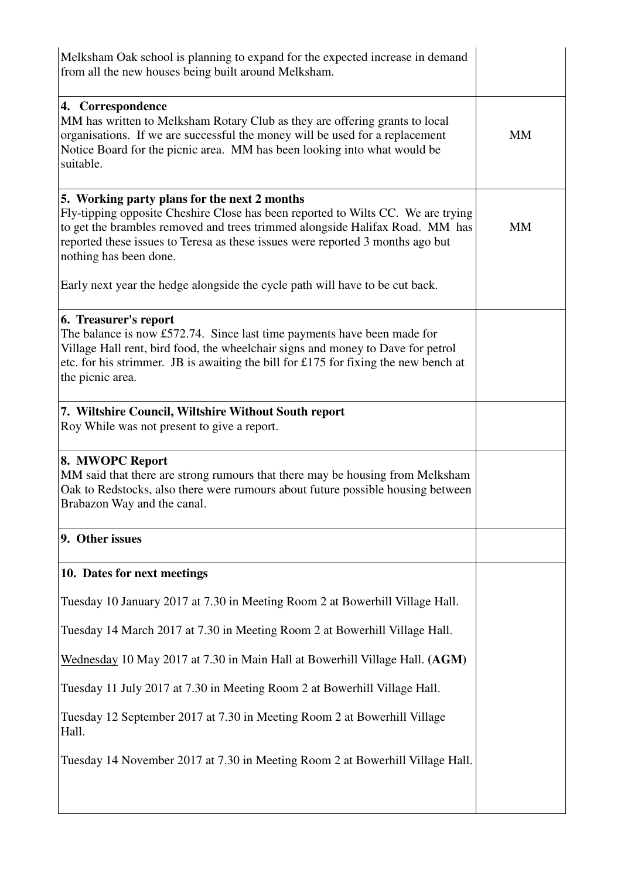| | |
|---|---|
| Melksham Oak school is planning to expand for the expected increase in demand from all the new houses being built around Melksham. | |
| **4. Correspondence**<br>MM has written to Melksham Rotary Club as they are offering grants to local organisations. If we are successful the money will be used for a replacement Notice Board for the picnic area. MM has been looking into what would be suitable. | MM |
| **5. Working party plans for the next 2 months**<br>Fly-tipping opposite Cheshire Close has been reported to Wilts CC. We are trying to get the brambles removed and trees trimmed alongside Halifax Road. MM has reported these issues to Teresa as these issues were reported 3 months ago but nothing has been done.<br><br>Early next year the hedge alongside the cycle path will have to be cut back. | MM |
| **6. Treasurer's report**<br>The balance is now £572.74. Since last time payments have been made for Village Hall rent, bird food, the wheelchair signs and money to Dave for petrol etc. for his strimmer. JB is awaiting the bill for £175 for fixing the new bench at the picnic area. | |
| **7. Wiltshire Council, Wiltshire Without South report**<br>Roy While was not present to give a report. | |
| **8. MWOPC Report**<br>MM said that there are strong rumours that there may be housing from Melksham Oak to Redstocks, also there were rumours about future possible housing between Brabazon Way and the canal. | |
| **9. Other issues** | |
| **10. Dates for next meetings**<br><br>Tuesday 10 January 2017 at 7.30 in Meeting Room 2 at Bowerhill Village Hall.<br><br>Tuesday 14 March 2017 at 7.30 in Meeting Room 2 at Bowerhill Village Hall.<br><br>Wednesday 10 May 2017 at 7.30 in Main Hall at Bowerhill Village Hall. **(AGM)**<br><br>Tuesday 11 July 2017 at 7.30 in Meeting Room 2 at Bowerhill Village Hall.<br><br>Tuesday 12 September 2017 at 7.30 in Meeting Room 2 at Bowerhill Village Hall.<br><br>Tuesday 14 November 2017 at 7.30 in Meeting Room 2 at Bowerhill Village Hall. | |